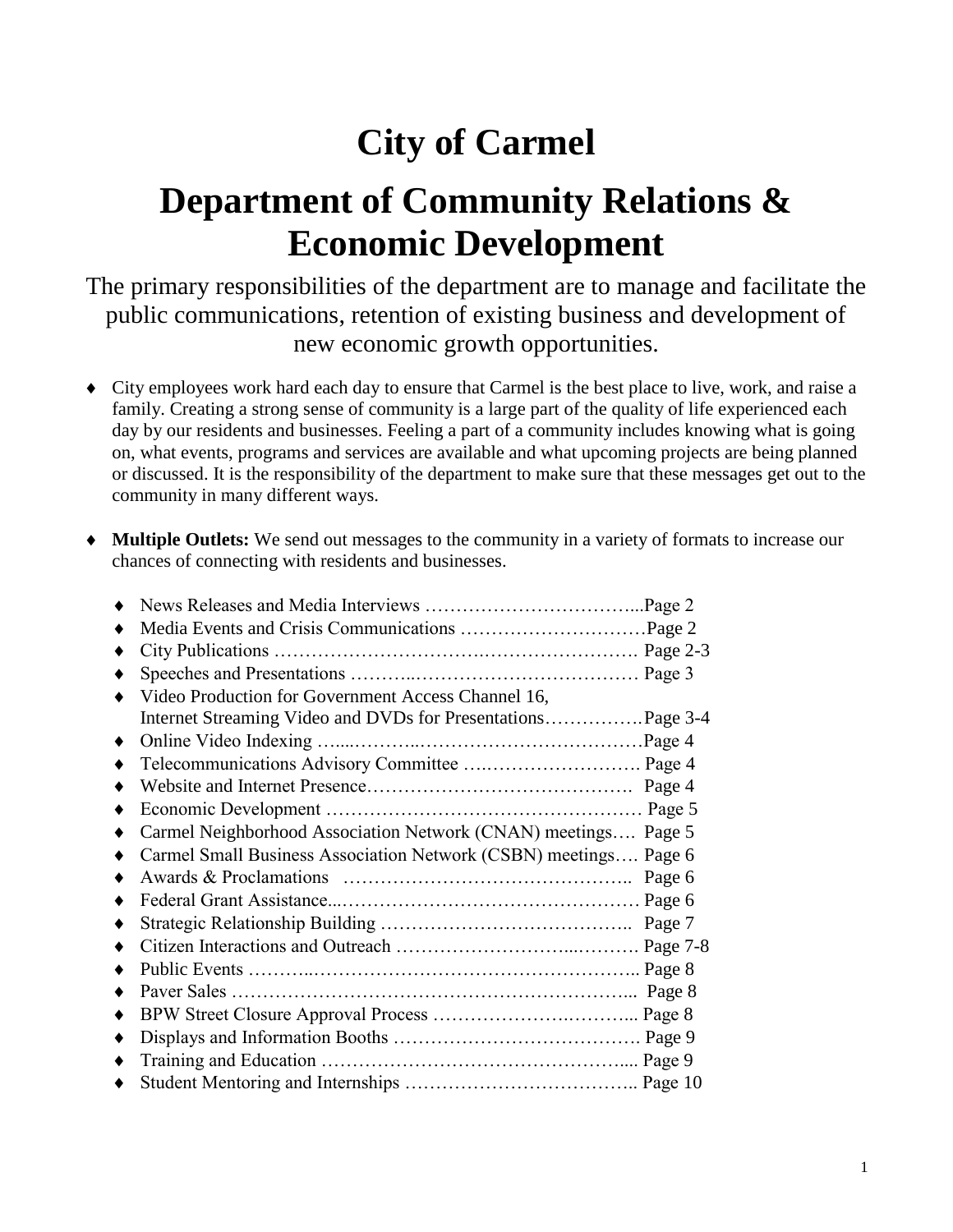# City of Carmel

# Department of Community Relations & Economic Development

The primary responsibilities of the department are to manage and facilitate the public communications, retention of existing business and development of new economic growth opportunities.

- City employees work hard each day to ensure that Carmel is the best place to live, work, and raise a family. Creating a strong sense of community is a large part of the quality of life experienced each day by our residents and businesses. Feeling a part of a community includes knowing what is going on, what events, programs and services are available and what upcoming projects are being planned or discussed. It is the responsibility of the department to make sure that these messages get out to the community in many different ways.

- **Multiple Outlets:** We send out messages to the community in a variety of formats to increase our chances of connecting with residents and businesses.

  - News Releases and Media Interviews ……………………………...Page 2
  - Media Events and Crisis Communications …………………………Page 2
  - City Publications ……………………………………………………. Page 2-3
  - Speeches and Presentations ……………………………………… Page 3
  - Video Production for Government Access Channel 16, Internet Streaming Video and DVDs for Presentations…………….Page 3-4
  - Online Video Indexing ……………………………………………Page 4
  - Telecommunications Advisory Committee ………………………. Page 4
  - Website and Internet Presence……………………………………. Page 4
  - Economic Development …………………………………………… Page 5
  - Carmel Neighborhood Association Network (CNAN) meetings…. Page 5
  - Carmel Small Business Association Network (CSBN) meetings…. Page 6
  - Awards & Proclamations ……………………………………….. Page 6
  - Federal Grant Assistance…………………………………………… Page 6
  - Strategic Relationship Building ………………………………….. Page 7
  - Citizen Interactions and Outreach ………………………………. Page 7-8
  - Public Events ……………………………………………………... Page 8
  - Paver Sales ………………………………………………………... Page 8
  - BPW Street Closure Approval Process ………………………... Page 8
  - Displays and Information Booths …………………………………. Page 9
  - Training and Education ………………………………………….... Page 9
  - Student Mentoring and Internships ……………………………….. Page 10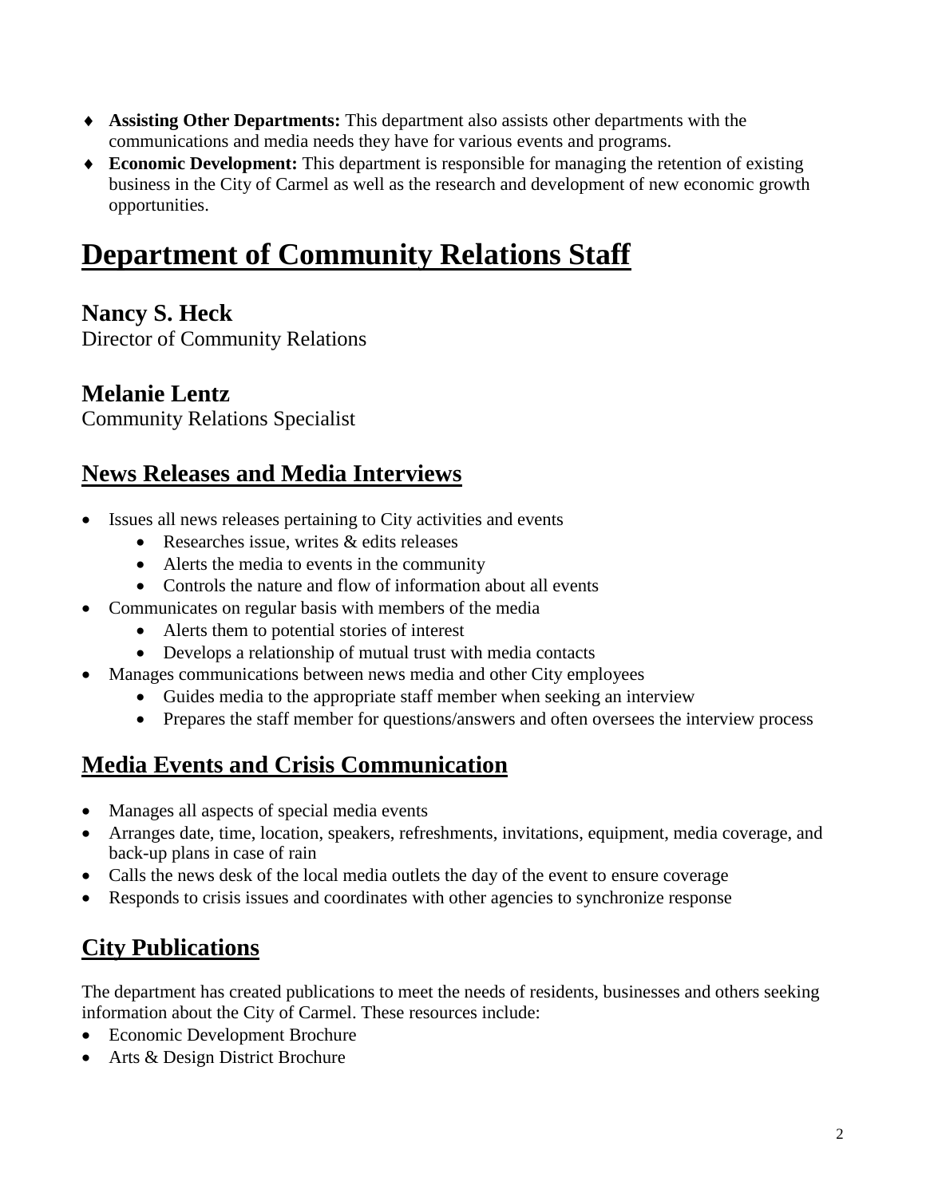- **Assisting Other Departments:** This department also assists other departments with the communications and media needs they have for various events and programs.
- **Economic Development:** This department is responsible for managing the retention of existing business in the City of Carmel as well as the research and development of new economic growth opportunities.

# Department of Community Relations Staff

### Nancy S. Heck

Director of Community Relations

### Melanie Lentz

Community Relations Specialist

## News Releases and Media Interviews

- Issues all news releases pertaining to City activities and events
  - Researches issue, writes & edits releases
  - Alerts the media to events in the community
  - Controls the nature and flow of information about all events
- Communicates on regular basis with members of the media
  - Alerts them to potential stories of interest
  - Develops a relationship of mutual trust with media contacts
- Manages communications between news media and other City employees
  - Guides media to the appropriate staff member when seeking an interview
  - Prepares the staff member for questions/answers and often oversees the interview process

## Media Events and Crisis Communication

- Manages all aspects of special media events
- Arranges date, time, location, speakers, refreshments, invitations, equipment, media coverage, and back-up plans in case of rain
- Calls the news desk of the local media outlets the day of the event to ensure coverage
- Responds to crisis issues and coordinates with other agencies to synchronize response

## City Publications

The department has created publications to meet the needs of residents, businesses and others seeking information about the City of Carmel. These resources include:

- Economic Development Brochure
- Arts & Design District Brochure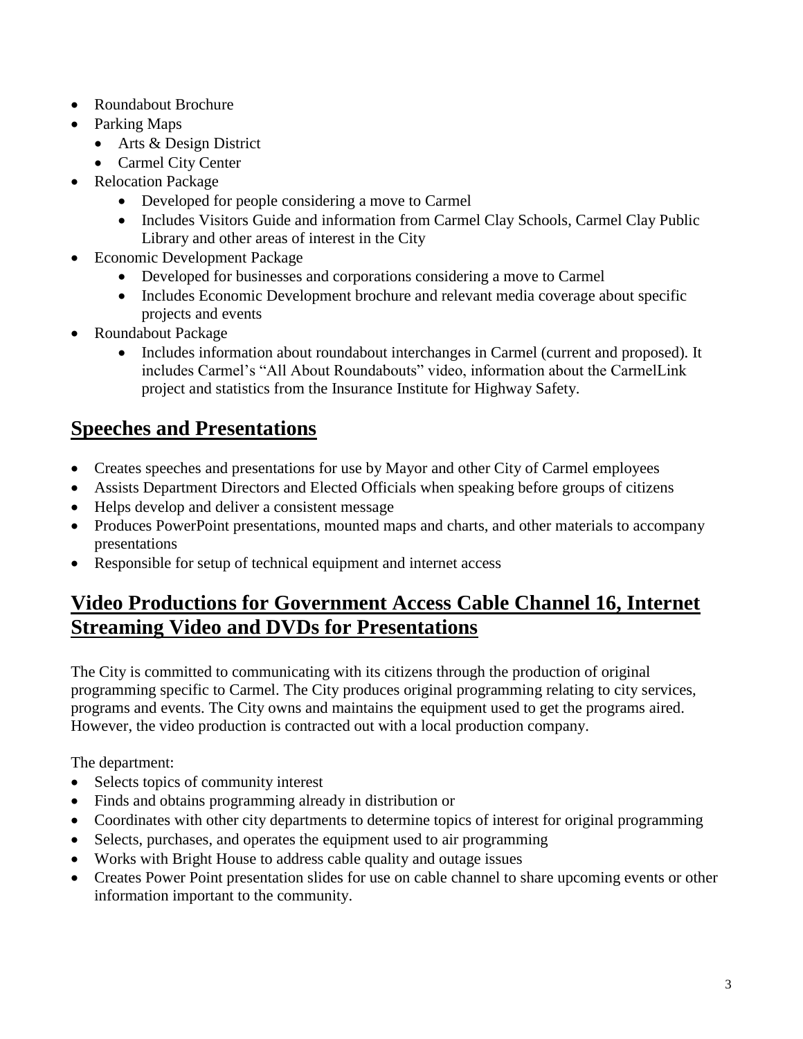- Roundabout Brochure
- Parking Maps
  - Arts & Design District
  - Carmel City Center
- Relocation Package
  - Developed for people considering a move to Carmel
  - Includes Visitors Guide and information from Carmel Clay Schools, Carmel Clay Public Library and other areas of interest in the City
- Economic Development Package
  - Developed for businesses and corporations considering a move to Carmel
  - Includes Economic Development brochure and relevant media coverage about specific projects and events
- Roundabout Package
  - Includes information about roundabout interchanges in Carmel (current and proposed). It includes Carmel's "All About Roundabouts" video, information about the CarmelLink project and statistics from the Insurance Institute for Highway Safety.

## Speeches and Presentations

- Creates speeches and presentations for use by Mayor and other City of Carmel employees
- Assists Department Directors and Elected Officials when speaking before groups of citizens
- Helps develop and deliver a consistent message
- Produces PowerPoint presentations, mounted maps and charts, and other materials to accompany presentations
- Responsible for setup of technical equipment and internet access

## Video Productions for Government Access Cable Channel 16, Internet Streaming Video and DVDs for Presentations

The City is committed to communicating with its citizens through the production of original programming specific to Carmel. The City produces original programming relating to city services, programs and events. The City owns and maintains the equipment used to get the programs aired. However, the video production is contracted out with a local production company.

The department:

- Selects topics of community interest
- Finds and obtains programming already in distribution or
- Coordinates with other city departments to determine topics of interest for original programming
- Selects, purchases, and operates the equipment used to air programming
- Works with Bright House to address cable quality and outage issues
- Creates Power Point presentation slides for use on cable channel to share upcoming events or other information important to the community.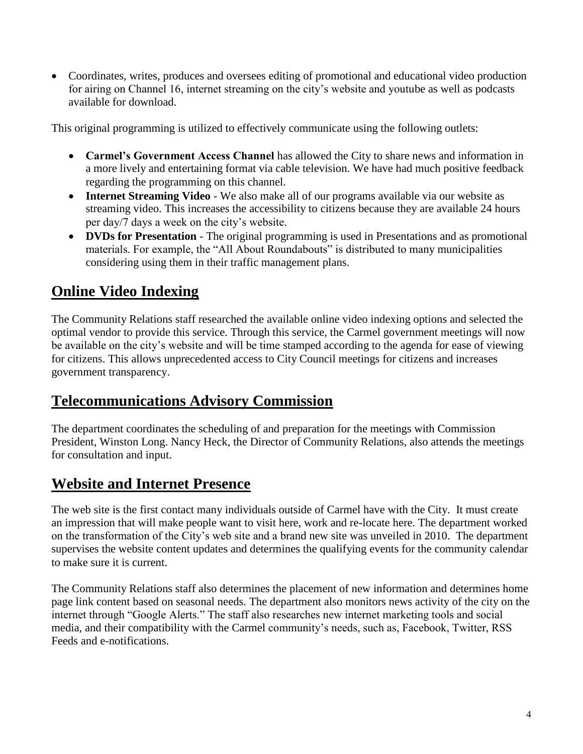- Coordinates, writes, produces and oversees editing of promotional and educational video production for airing on Channel 16, internet streaming on the city's website and youtube as well as podcasts available for download.

This original programming is utilized to effectively communicate using the following outlets:

- **Carmel's Government Access Channel** has allowed the City to share news and information in a more lively and entertaining format via cable television. We have had much positive feedback regarding the programming on this channel.
- **Internet Streaming Video** - We also make all of our programs available via our website as streaming video. This increases the accessibility to citizens because they are available 24 hours per day/7 days a week on the city's website.
- **DVDs for Presentation** - The original programming is used in Presentations and as promotional materials. For example, the "All About Roundabouts" is distributed to many municipalities considering using them in their traffic management plans.

## Online Video Indexing

The Community Relations staff researched the available online video indexing options and selected the optimal vendor to provide this service. Through this service, the Carmel government meetings will now be available on the city's website and will be time stamped according to the agenda for ease of viewing for citizens. This allows unprecedented access to City Council meetings for citizens and increases government transparency.

## Telecommunications Advisory Commission

The department coordinates the scheduling of and preparation for the meetings with Commission President, Winston Long. Nancy Heck, the Director of Community Relations, also attends the meetings for consultation and input.

## Website and Internet Presence

The web site is the first contact many individuals outside of Carmel have with the City. It must create an impression that will make people want to visit here, work and re-locate here. The department worked on the transformation of the City's web site and a brand new site was unveiled in 2010. The department supervises the website content updates and determines the qualifying events for the community calendar to make sure it is current.

The Community Relations staff also determines the placement of new information and determines home page link content based on seasonal needs. The department also monitors news activity of the city on the internet through "Google Alerts." The staff also researches new internet marketing tools and social media, and their compatibility with the Carmel community's needs, such as, Facebook, Twitter, RSS Feeds and e-notifications.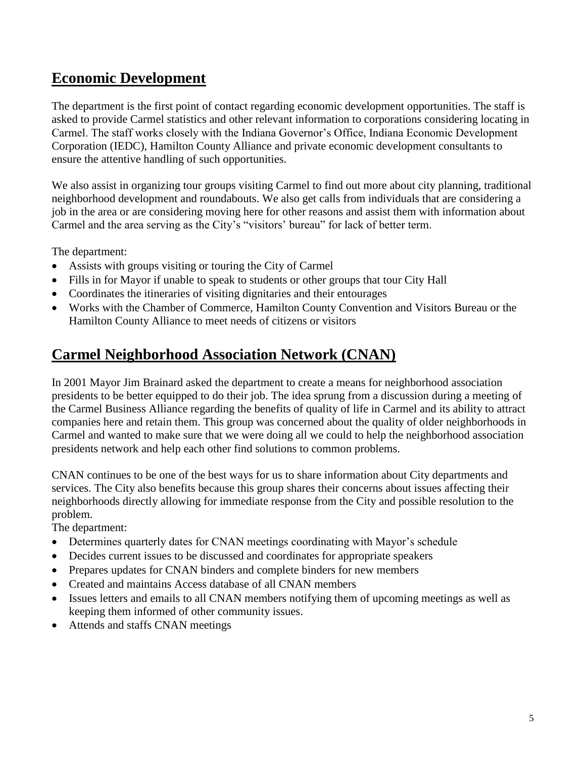## Economic Development

The department is the first point of contact regarding economic development opportunities. The staff is asked to provide Carmel statistics and other relevant information to corporations considering locating in Carmel. The staff works closely with the Indiana Governor's Office, Indiana Economic Development Corporation (IEDC), Hamilton County Alliance and private economic development consultants to ensure the attentive handling of such opportunities.

We also assist in organizing tour groups visiting Carmel to find out more about city planning, traditional neighborhood development and roundabouts. We also get calls from individuals that are considering a job in the area or are considering moving here for other reasons and assist them with information about Carmel and the area serving as the City's "visitors' bureau" for lack of better term.

The department:

- Assists with groups visiting or touring the City of Carmel
- Fills in for Mayor if unable to speak to students or other groups that tour City Hall
- Coordinates the itineraries of visiting dignitaries and their entourages
- Works with the Chamber of Commerce, Hamilton County Convention and Visitors Bureau or the Hamilton County Alliance to meet needs of citizens or visitors

## Carmel Neighborhood Association Network (CNAN)

In 2001 Mayor Jim Brainard asked the department to create a means for neighborhood association presidents to be better equipped to do their job. The idea sprung from a discussion during a meeting of the Carmel Business Alliance regarding the benefits of quality of life in Carmel and its ability to attract companies here and retain them. This group was concerned about the quality of older neighborhoods in Carmel and wanted to make sure that we were doing all we could to help the neighborhood association presidents network and help each other find solutions to common problems.

CNAN continues to be one of the best ways for us to share information about City departments and services. The City also benefits because this group shares their concerns about issues affecting their neighborhoods directly allowing for immediate response from the City and possible resolution to the problem.

The department:

- Determines quarterly dates for CNAN meetings coordinating with Mayor's schedule
- Decides current issues to be discussed and coordinates for appropriate speakers
- Prepares updates for CNAN binders and complete binders for new members
- Created and maintains Access database of all CNAN members
- Issues letters and emails to all CNAN members notifying them of upcoming meetings as well as keeping them informed of other community issues.
- Attends and staffs CNAN meetings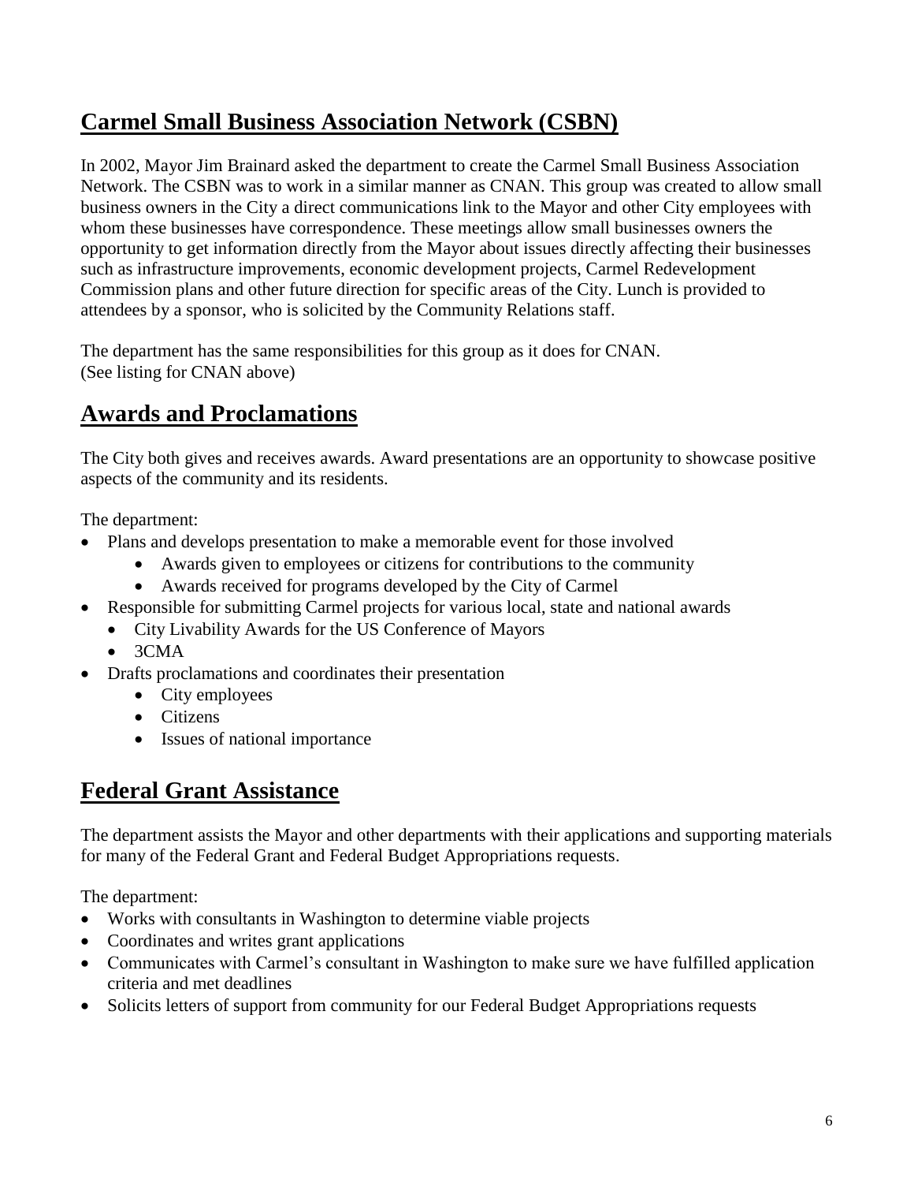## Carmel Small Business Association Network (CSBN)

In 2002, Mayor Jim Brainard asked the department to create the Carmel Small Business Association Network. The CSBN was to work in a similar manner as CNAN. This group was created to allow small business owners in the City a direct communications link to the Mayor and other City employees with whom these businesses have correspondence. These meetings allow small businesses owners the opportunity to get information directly from the Mayor about issues directly affecting their businesses such as infrastructure improvements, economic development projects, Carmel Redevelopment Commission plans and other future direction for specific areas of the City. Lunch is provided to attendees by a sponsor, who is solicited by the Community Relations staff.

The department has the same responsibilities for this group as it does for CNAN.
(See listing for CNAN above)

## Awards and Proclamations

The City both gives and receives awards. Award presentations are an opportunity to showcase positive aspects of the community and its residents.

The department:

- Plans and develops presentation to make a memorable event for those involved
  - Awards given to employees or citizens for contributions to the community
  - Awards received for programs developed by the City of Carmel
- Responsible for submitting Carmel projects for various local, state and national awards
  - City Livability Awards for the US Conference of Mayors
  - 3CMA
- Drafts proclamations and coordinates their presentation
  - City employees
  - Citizens
  - Issues of national importance

## Federal Grant Assistance

The department assists the Mayor and other departments with their applications and supporting materials for many of the Federal Grant and Federal Budget Appropriations requests.

The department:

- Works with consultants in Washington to determine viable projects
- Coordinates and writes grant applications
- Communicates with Carmel's consultant in Washington to make sure we have fulfilled application criteria and met deadlines
- Solicits letters of support from community for our Federal Budget Appropriations requests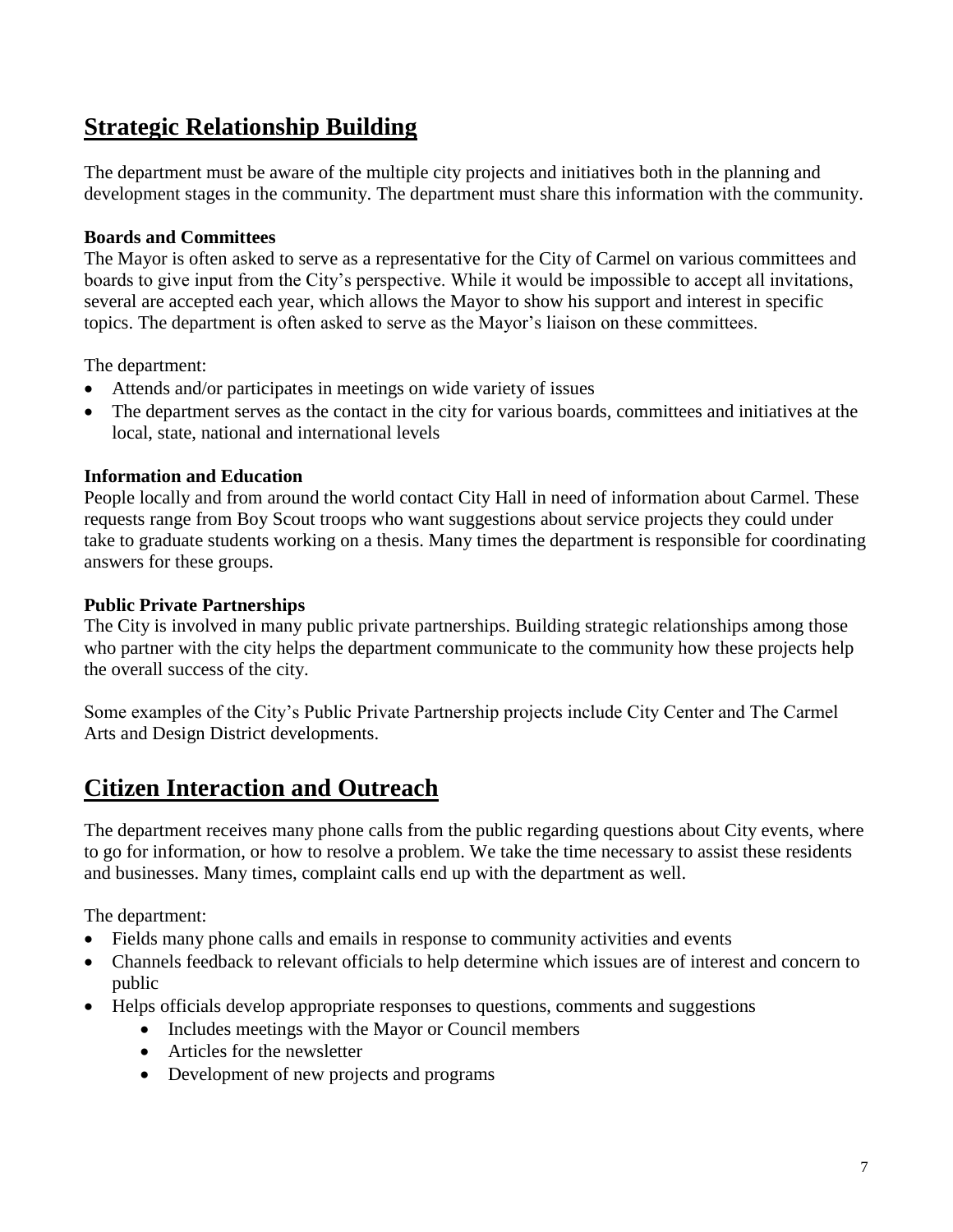## Strategic Relationship Building

The department must be aware of the multiple city projects and initiatives both in the planning and development stages in the community. The department must share this information with the community.

### Boards and Committees

The Mayor is often asked to serve as a representative for the City of Carmel on various committees and boards to give input from the City's perspective. While it would be impossible to accept all invitations, several are accepted each year, which allows the Mayor to show his support and interest in specific topics. The department is often asked to serve as the Mayor's liaison on these committees.

The department:

- Attends and/or participates in meetings on wide variety of issues
- The department serves as the contact in the city for various boards, committees and initiatives at the local, state, national and international levels

### Information and Education

People locally and from around the world contact City Hall in need of information about Carmel. These requests range from Boy Scout troops who want suggestions about service projects they could under take to graduate students working on a thesis. Many times the department is responsible for coordinating answers for these groups.

### Public Private Partnerships

The City is involved in many public private partnerships. Building strategic relationships among those who partner with the city helps the department communicate to the community how these projects help the overall success of the city.

Some examples of the City's Public Private Partnership projects include City Center and The Carmel Arts and Design District developments.

## Citizen Interaction and Outreach

The department receives many phone calls from the public regarding questions about City events, where to go for information, or how to resolve a problem. We take the time necessary to assist these residents and businesses. Many times, complaint calls end up with the department as well.

The department:

- Fields many phone calls and emails in response to community activities and events
- Channels feedback to relevant officials to help determine which issues are of interest and concern to public
- Helps officials develop appropriate responses to questions, comments and suggestions
  - Includes meetings with the Mayor or Council members
  - Articles for the newsletter
  - Development of new projects and programs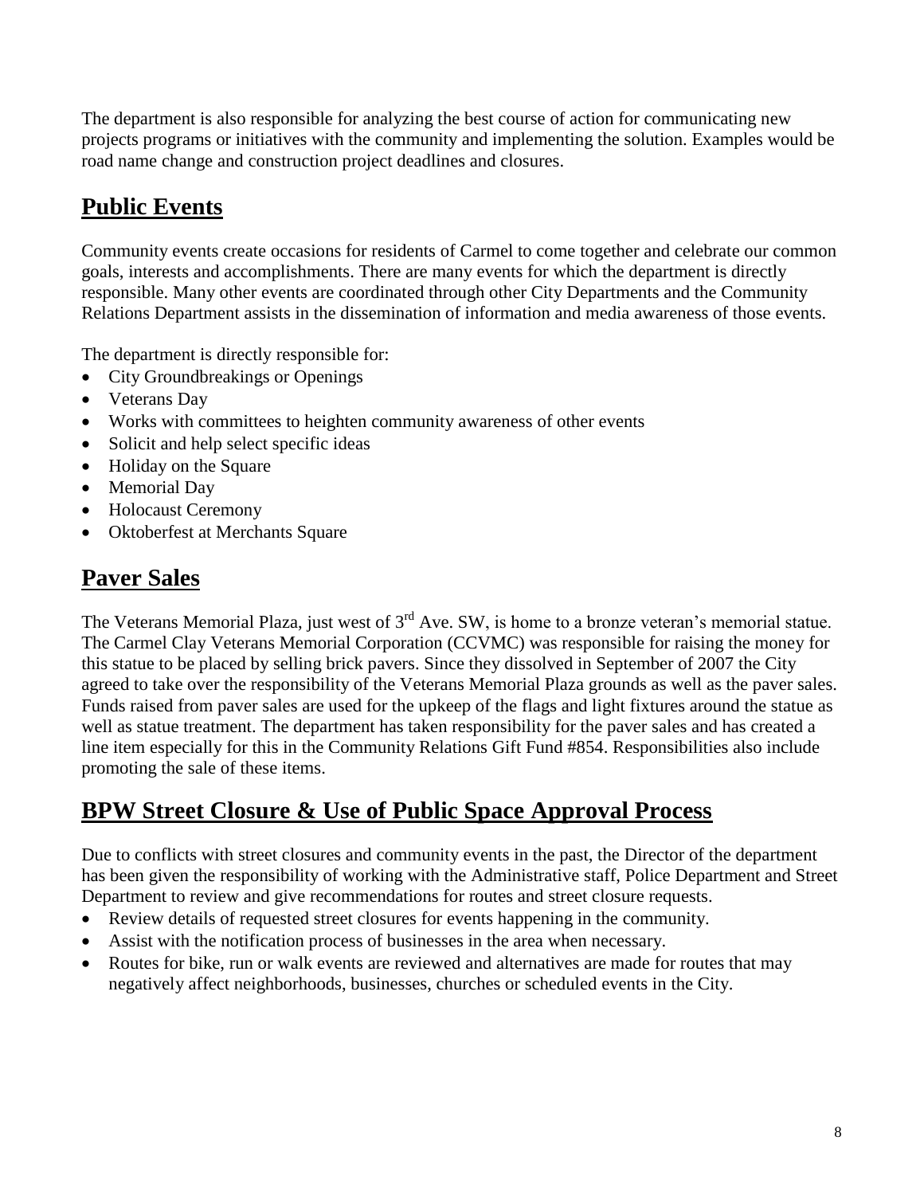The department is also responsible for analyzing the best course of action for communicating new projects programs or initiatives with the community and implementing the solution. Examples would be road name change and construction project deadlines and closures.

## Public Events

Community events create occasions for residents of Carmel to come together and celebrate our common goals, interests and accomplishments. There are many events for which the department is directly responsible. Many other events are coordinated through other City Departments and the Community Relations Department assists in the dissemination of information and media awareness of those events.

The department is directly responsible for:

- City Groundbreakings or Openings
- Veterans Day
- Works with committees to heighten community awareness of other events
- Solicit and help select specific ideas
- Holiday on the Square
- Memorial Day
- Holocaust Ceremony
- Oktoberfest at Merchants Square

## Paver Sales

The Veterans Memorial Plaza, just west of 3rd Ave. SW, is home to a bronze veteran's memorial statue. The Carmel Clay Veterans Memorial Corporation (CCVMC) was responsible for raising the money for this statue to be placed by selling brick pavers. Since they dissolved in September of 2007 the City agreed to take over the responsibility of the Veterans Memorial Plaza grounds as well as the paver sales. Funds raised from paver sales are used for the upkeep of the flags and light fixtures around the statue as well as statue treatment. The department has taken responsibility for the paver sales and has created a line item especially for this in the Community Relations Gift Fund #854. Responsibilities also include promoting the sale of these items.

## BPW Street Closure & Use of Public Space Approval Process

Due to conflicts with street closures and community events in the past, the Director of the department has been given the responsibility of working with the Administrative staff, Police Department and Street Department to review and give recommendations for routes and street closure requests.

- Review details of requested street closures for events happening in the community.
- Assist with the notification process of businesses in the area when necessary.
- Routes for bike, run or walk events are reviewed and alternatives are made for routes that may negatively affect neighborhoods, businesses, churches or scheduled events in the City.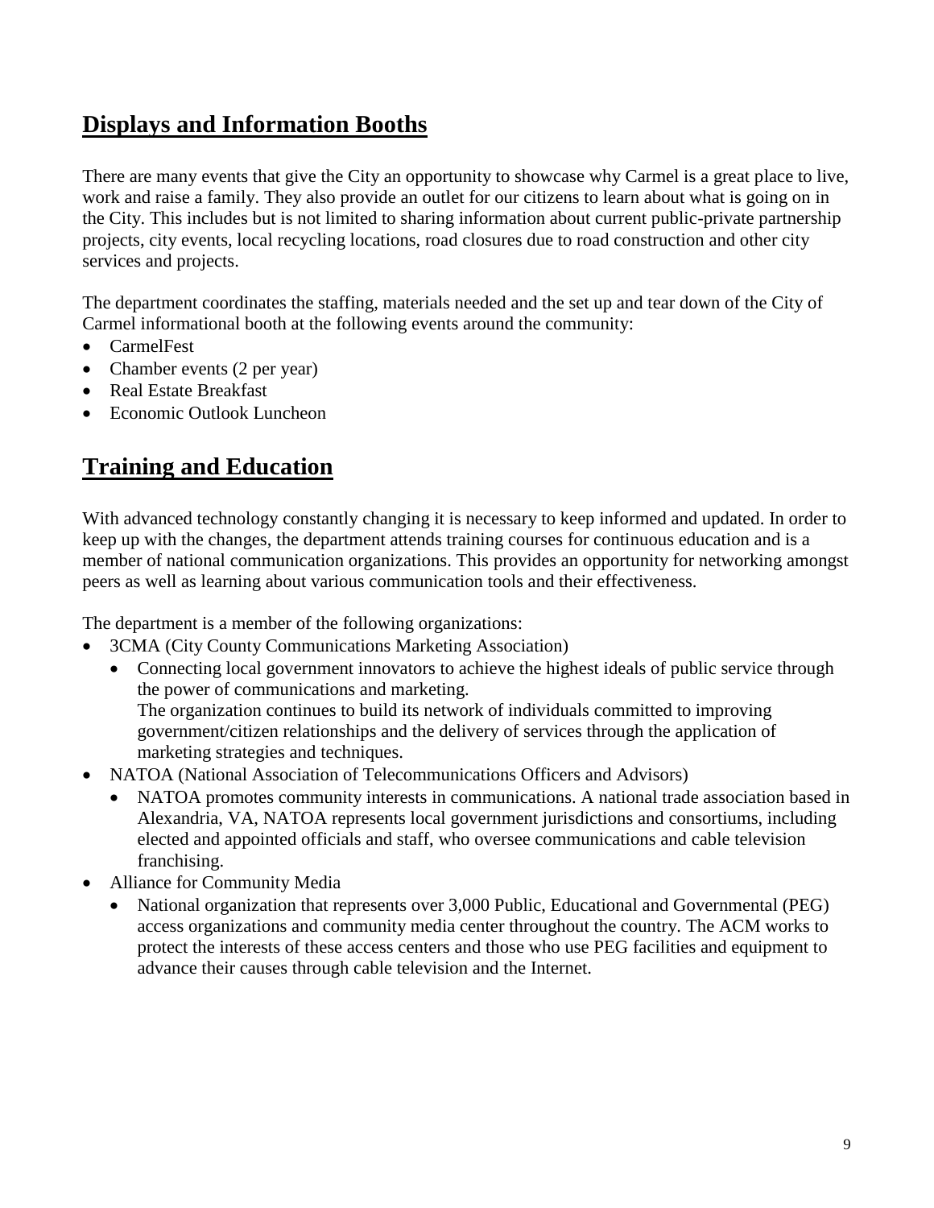## Displays and Information Booths

There are many events that give the City an opportunity to showcase why Carmel is a great place to live, work and raise a family. They also provide an outlet for our citizens to learn about what is going on in the City. This includes but is not limited to sharing information about current public-private partnership projects, city events, local recycling locations, road closures due to road construction and other city services and projects.

The department coordinates the staffing, materials needed and the set up and tear down of the City of Carmel informational booth at the following events around the community:

- CarmelFest
- Chamber events (2 per year)
- Real Estate Breakfast
- Economic Outlook Luncheon

## Training and Education

With advanced technology constantly changing it is necessary to keep informed and updated. In order to keep up with the changes, the department attends training courses for continuous education and is a member of national communication organizations. This provides an opportunity for networking amongst peers as well as learning about various communication tools and their effectiveness.

The department is a member of the following organizations:

- 3CMA (City County Communications Marketing Association)
  - Connecting local government innovators to achieve the highest ideals of public service through the power of communications and marketing.
    The organization continues to build its network of individuals committed to improving government/citizen relationships and the delivery of services through the application of marketing strategies and techniques.
- NATOA (National Association of Telecommunications Officers and Advisors)
  - NATOA promotes community interests in communications. A national trade association based in Alexandria, VA, NATOA represents local government jurisdictions and consortiums, including elected and appointed officials and staff, who oversee communications and cable television franchising.
- Alliance for Community Media
  - National organization that represents over 3,000 Public, Educational and Governmental (PEG) access organizations and community media center throughout the country. The ACM works to protect the interests of these access centers and those who use PEG facilities and equipment to advance their causes through cable television and the Internet.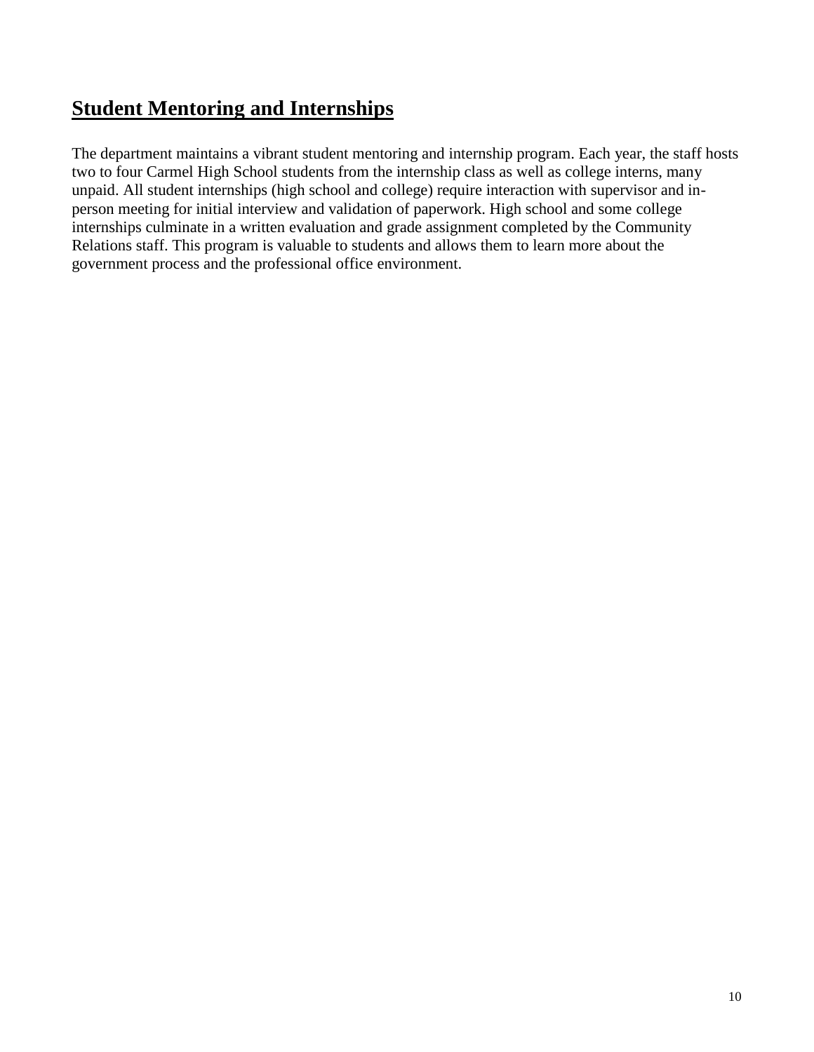## **Student Mentoring and Internships**

The department maintains a vibrant student mentoring and internship program. Each year, the staff hosts two to four Carmel High School students from the internship class as well as college interns, many unpaid. All student internships (high school and college) require interaction with supervisor and in-person meeting for initial interview and validation of paperwork. High school and some college internships culminate in a written evaluation and grade assignment completed by the Community Relations staff. This program is valuable to students and allows them to learn more about the government process and the professional office environment.